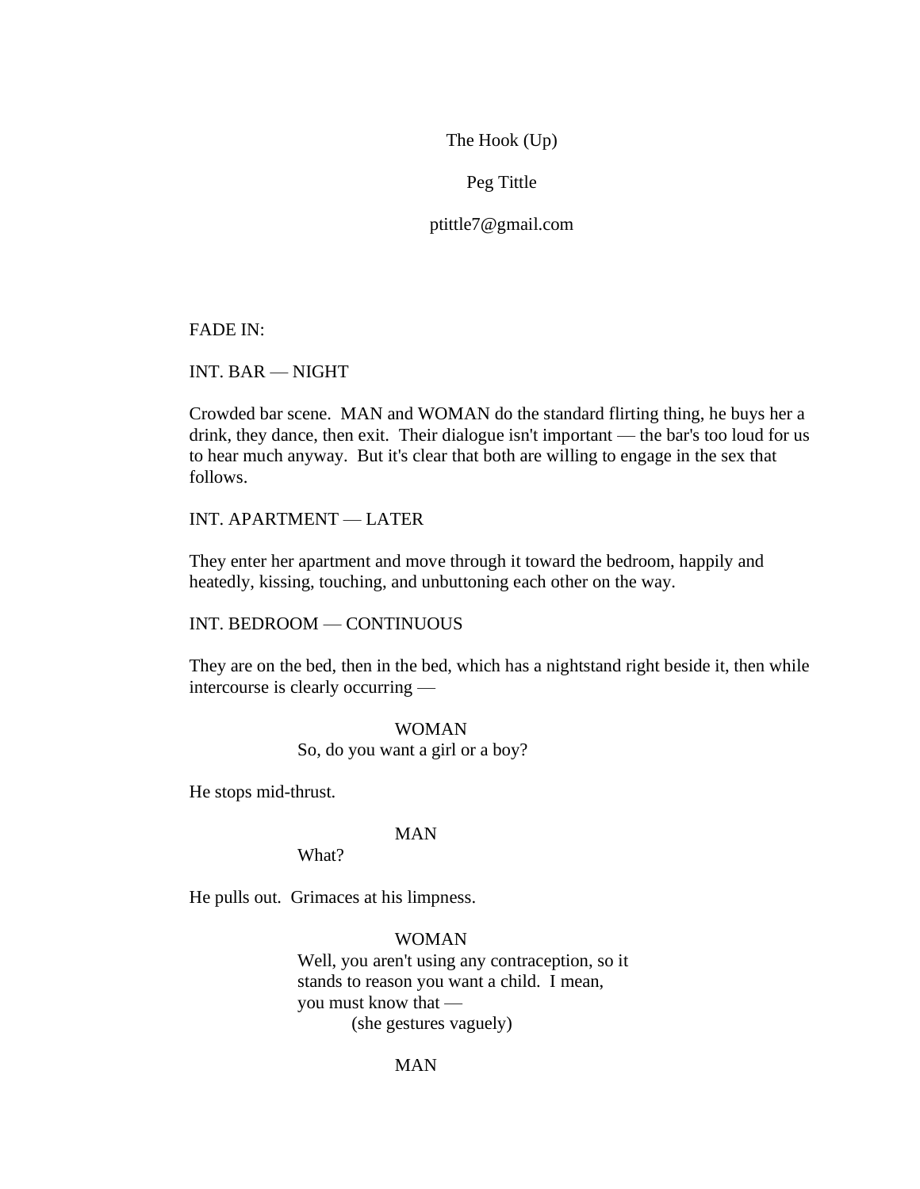The Hook (Up)

Peg Tittle

ptittle7@gmail.com

FADE IN:

INT. BAR — NIGHT

Crowded bar scene. MAN and WOMAN do the standard flirting thing, he buys her a drink, they dance, then exit. Their dialogue isn't important — the bar's too loud for us to hear much anyway. But it's clear that both are willing to engage in the sex that follows.

INT. APARTMENT — LATER

They enter her apartment and move through it toward the bedroom, happily and heatedly, kissing, touching, and unbuttoning each other on the way.

INT. BEDROOM — CONTINUOUS

They are on the bed, then in the bed, which has a nightstand right beside it, then while intercourse is clearly occurring —

WOMAN
So, do you want a girl or a boy?

He stops mid-thrust.

MAN
What?

He pulls out. Grimaces at his limpness.

WOMAN
Well, you aren't using any contraception, so it stands to reason you want a child. I mean, you must know that —
(she gestures vaguely)

MAN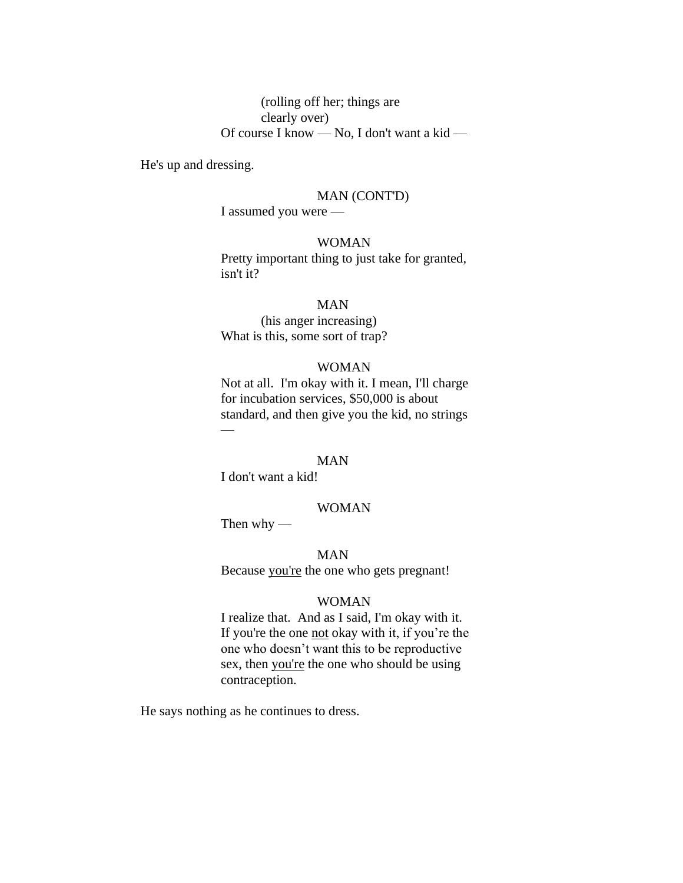(rolling off her; things are clearly over)
Of course I know — No, I don't want a kid —

He's up and dressing.

MAN (CONT'D)
I assumed you were —

WOMAN
Pretty important thing to just take for granted, isn't it?

MAN
(his anger increasing)
What is this, some sort of trap?

WOMAN
Not at all. I'm okay with it. I mean, I'll charge for incubation services, $50,000 is about standard, and then give you the kid, no strings —

MAN
I don't want a kid!

WOMAN
Then why —

MAN
Because <u>you're</u> the one who gets pregnant!

WOMAN
I realize that. And as I said, I'm okay with it. If you're the one <u>not</u> okay with it, if you're the one who doesn't want this to be reproductive sex, then <u>you're</u> the one who should be using contraception.

He says nothing as he continues to dress.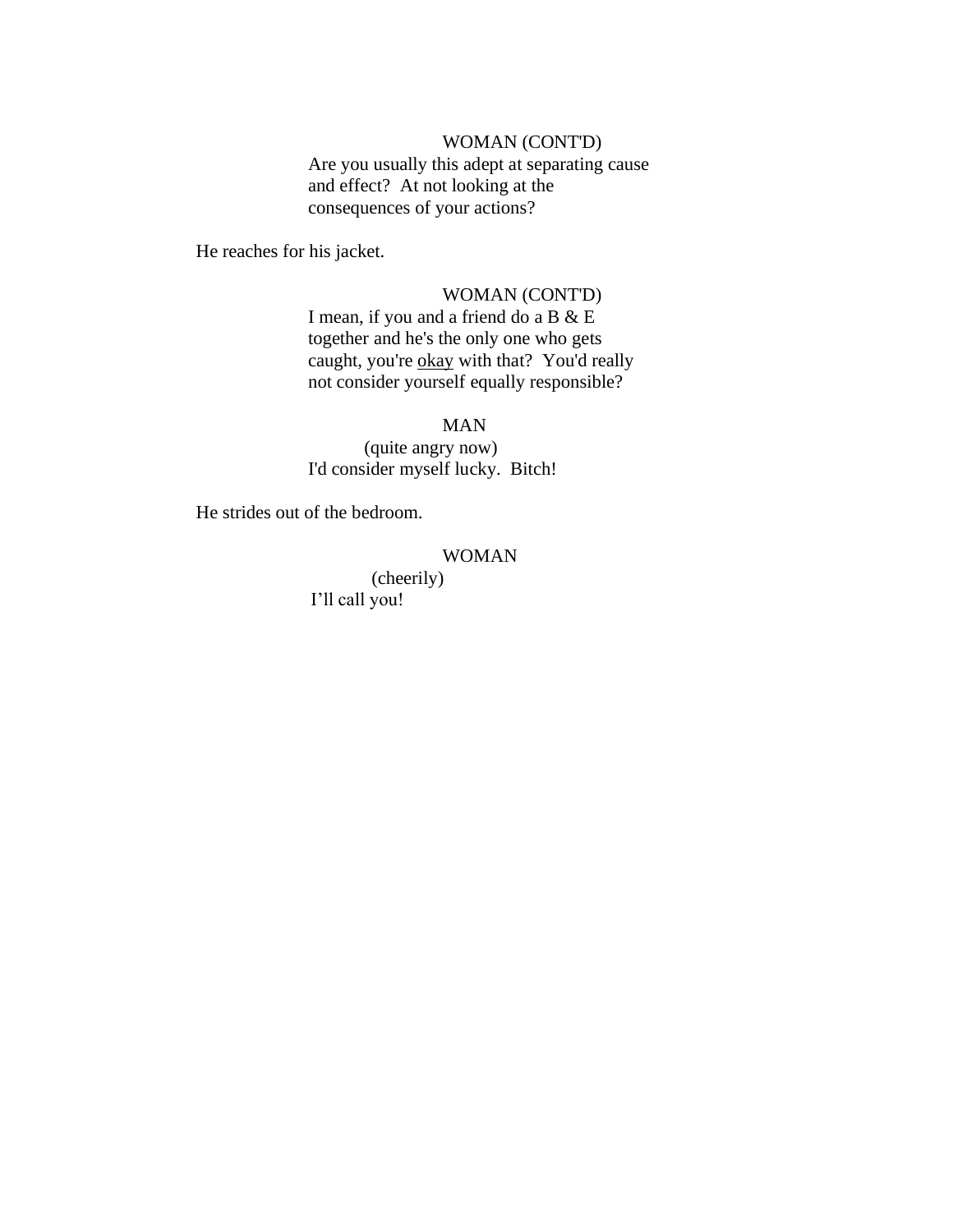WOMAN (CONT'D)
Are you usually this adept at separating cause and effect? At not looking at the consequences of your actions?

He reaches for his jacket.

WOMAN (CONT'D)
I mean, if you and a friend do a B & E together and he's the only one who gets caught, you're <u>okay</u> with that? You'd really not consider yourself equally responsible?

MAN
(quite angry now)
I'd consider myself lucky. Bitch!

He strides out of the bedroom.

WOMAN
(cheerily)
I'll call you!